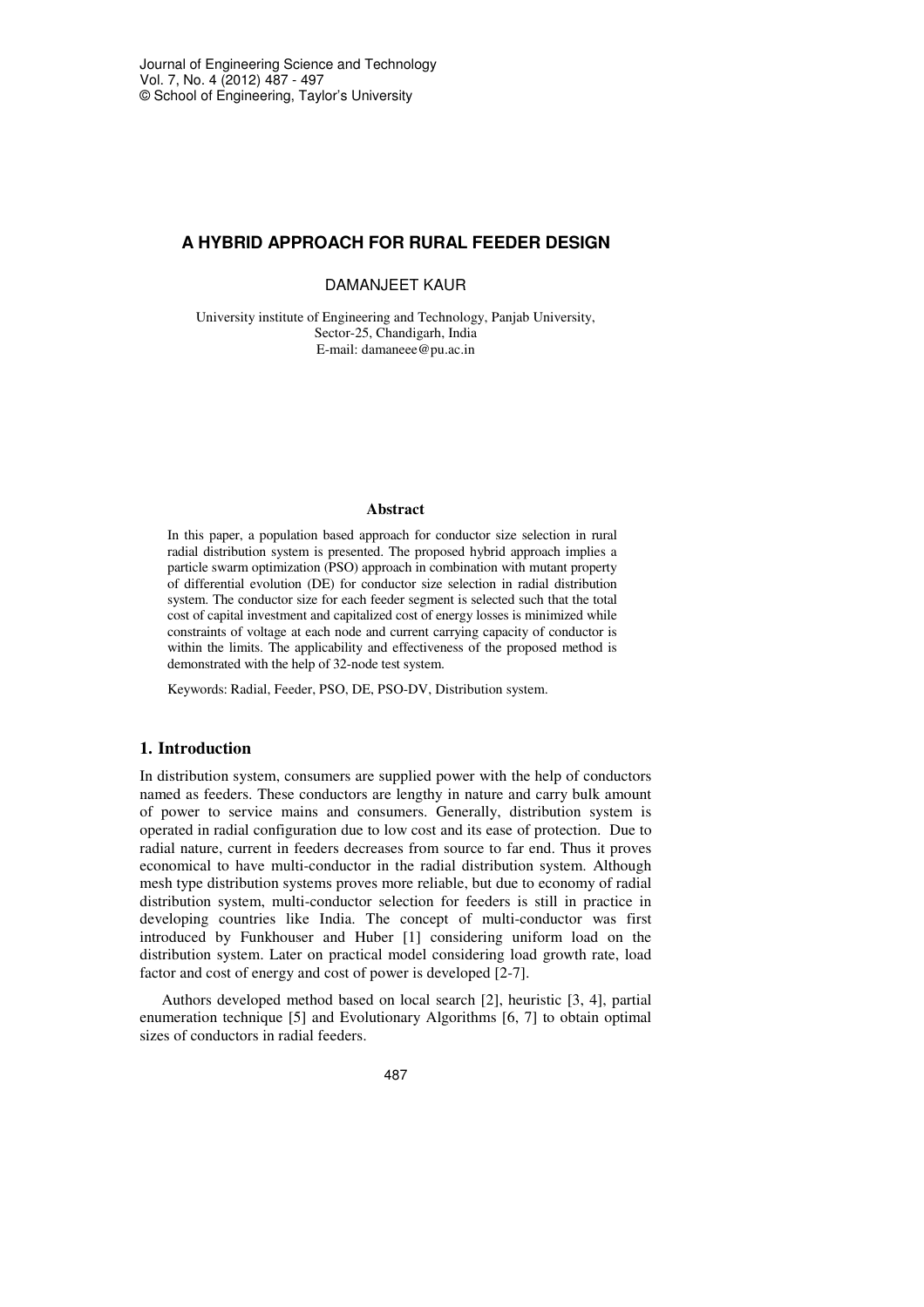# A HYBRID APPROACH FOR RURAL FEEDER DESIGN

DAMANJEET KAUR

University institute of Engineering and Technology, Panjab University,
Sector-25, Chandigarh, India
E-mail: damaneee@pu.ac.in

### Abstract

In this paper, a population based approach for conductor size selection in rural radial distribution system is presented. The proposed hybrid approach implies a particle swarm optimization (PSO) approach in combination with mutant property of differential evolution (DE) for conductor size selection in radial distribution system. The conductor size for each feeder segment is selected such that the total cost of capital investment and capitalized cost of energy losses is minimized while constraints of voltage at each node and current carrying capacity of conductor is within the limits. The applicability and effectiveness of the proposed method is demonstrated with the help of 32-node test system.

Keywords: Radial, Feeder, PSO, DE, PSO-DV, Distribution system.

## 1. Introduction

In distribution system, consumers are supplied power with the help of conductors named as feeders. These conductors are lengthy in nature and carry bulk amount of power to service mains and consumers. Generally, distribution system is operated in radial configuration due to low cost and its ease of protection. Due to radial nature, current in feeders decreases from source to far end. Thus it proves economical to have multi-conductor in the radial distribution system. Although mesh type distribution systems proves more reliable, but due to economy of radial distribution system, multi-conductor selection for feeders is still in practice in developing countries like India. The concept of multi-conductor was first introduced by Funkhouser and Huber [1] considering uniform load on the distribution system. Later on practical model considering load growth rate, load factor and cost of energy and cost of power is developed [2-7].

Authors developed method based on local search [2], heuristic [3, 4], partial enumeration technique [5] and Evolutionary Algorithms [6, 7] to obtain optimal sizes of conductors in radial feeders.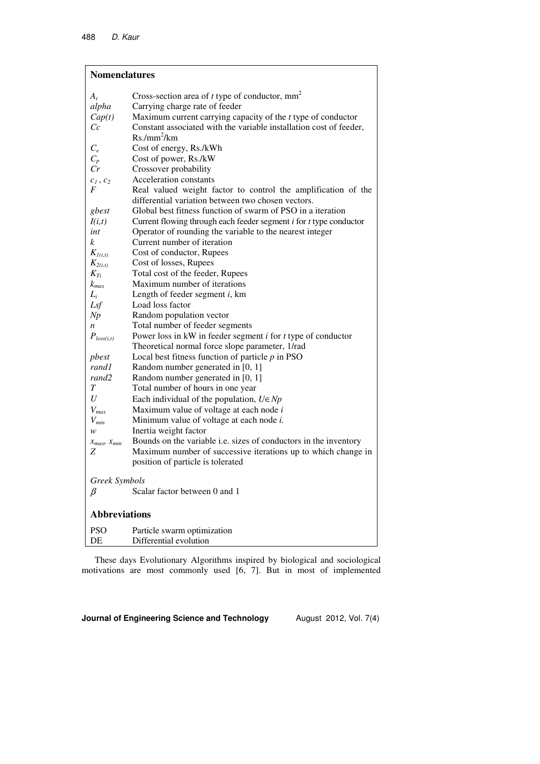## Nomenclatures

| | |
|---|---|
| $A_t$ | Cross-section area of *t* type of conductor, mm$^2$ |
| *alpha* | Carrying charge rate of feeder |
| *Cap(t)* | Maximum current carrying capacity of the *t* type of conductor |
| *Cc* | Constant associated with the variable installation cost of feeder, Rs./mm$^2$/km |
| $C_e$ | Cost of energy, Rs./kWh |
| $C_p$ | Cost of power, Rs./kW |
| *Cr* | Crossover probability |
| $c_1$, $c_2$ | Acceleration constants |
| *F* | Real valued weight factor to control the amplification of the differential variation between two chosen vectors. |
| *gbest* | Global best fitness function of swarm of PSO in a iteration |
| *I(i,t)* | Current flowing through each feeder segment *i* for *t* type conductor |
| *int* | Operator of rounding the variable to the nearest integer |
| *k* | Current number of iteration |
| $K_{1(i,t)}$ | Cost of conductor, Rupees |
| $K_{2(i,t)}$ | Cost of losses, Rupees |
| $K_{Ti}$ | Total cost of the feeder, Rupees |
| $k_{max}$ | Maximum number of iterations |
| $L_i$ | Length of feeder segment *i*, km |
| *Lsf* | Load loss factor |
| *Np* | Random population vector |
| *n* | Total number of feeder segments |
| $P_{loss(i,t)}$ | Power loss in kW in feeder segment *i* for *t* type of conductor |
| | Theoretical normal force slope parameter, 1/rad |
| *pbest* | Local best fitness function of particle *p* in PSO |
| *rand1* | Random number generated in [0, 1] |
| *rand2* | Random number generated in [0, 1] |
| *T* | Total number of hours in one year |
| *U* | Each individual of the population, $U \in Np$ |
| $V_{max}$ | Maximum value of voltage at each node *i* |
| $V_{min}$ | Minimum value of voltage at each node *i.* |
| *w* | Inertia weight factor |
| $x_{max}$, $x_{min}$ | Bounds on the variable i.e. sizes of conductors in the inventory |
| *Z* | Maximum number of successive iterations up to which change in position of particle is tolerated |

*Greek Symbols*

| | |
|---|---|
| $\beta$ | Scalar factor between 0 and 1 |

## Abbreviations

| | |
|---|---|
| PSO | Particle swarm optimization |
| DE | Differential evolution |

These days Evolutionary Algorithms inspired by biological and sociological motivations are most commonly used [6, 7]. But in most of implemented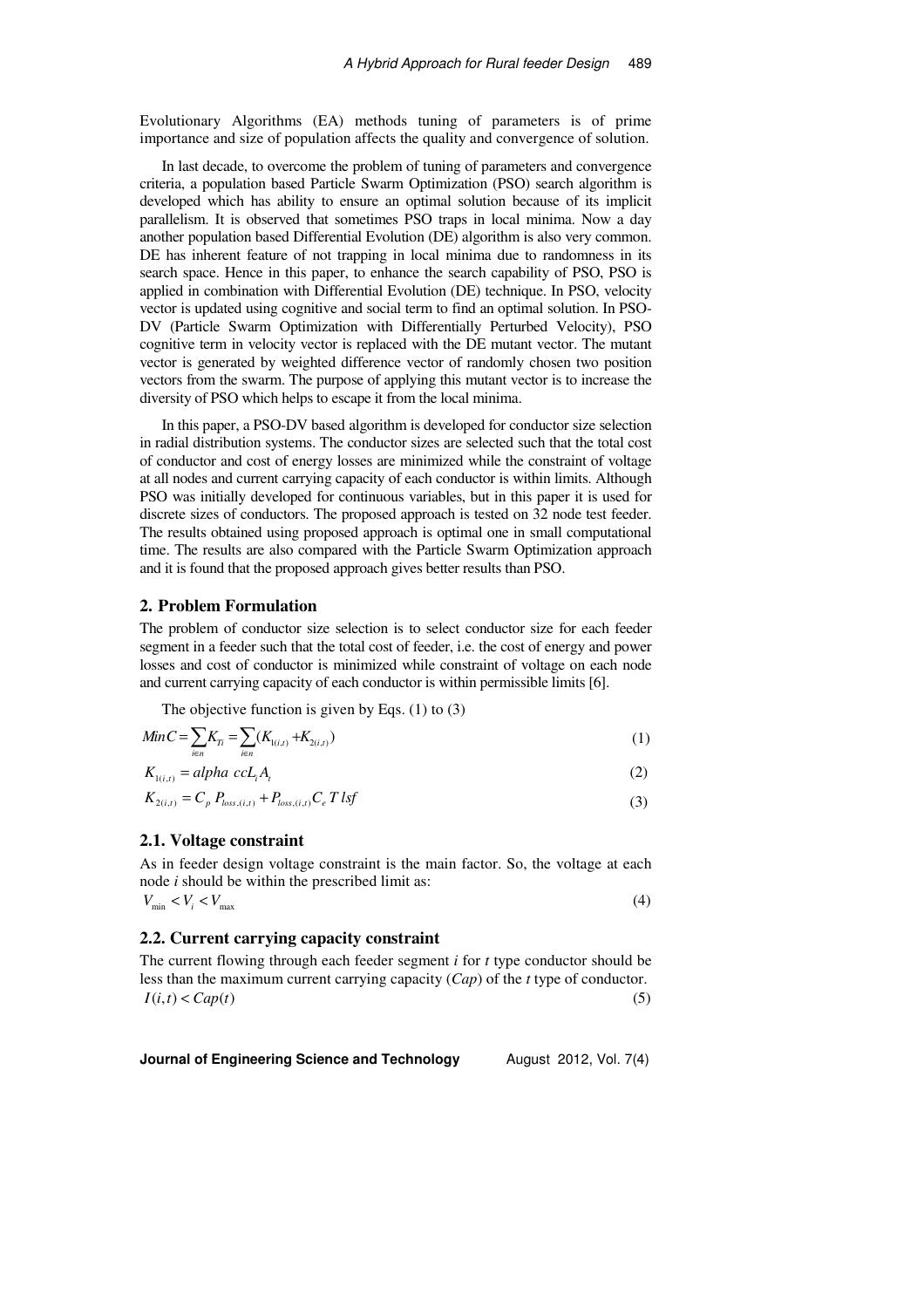Evolutionary Algorithms (EA) methods tuning of parameters is of prime importance and size of population affects the quality and convergence of solution.

In last decade, to overcome the problem of tuning of parameters and convergence criteria, a population based Particle Swarm Optimization (PSO) search algorithm is developed which has ability to ensure an optimal solution because of its implicit parallelism. It is observed that sometimes PSO traps in local minima. Now a day another population based Differential Evolution (DE) algorithm is also very common. DE has inherent feature of not trapping in local minima due to randomness in its search space. Hence in this paper, to enhance the search capability of PSO, PSO is applied in combination with Differential Evolution (DE) technique. In PSO, velocity vector is updated using cognitive and social term to find an optimal solution. In PSO-DV (Particle Swarm Optimization with Differentially Perturbed Velocity), PSO cognitive term in velocity vector is replaced with the DE mutant vector. The mutant vector is generated by weighted difference vector of randomly chosen two position vectors from the swarm. The purpose of applying this mutant vector is to increase the diversity of PSO which helps to escape it from the local minima.

In this paper, a PSO-DV based algorithm is developed for conductor size selection in radial distribution systems. The conductor sizes are selected such that the total cost of conductor and cost of energy losses are minimized while the constraint of voltage at all nodes and current carrying capacity of each conductor is within limits. Although PSO was initially developed for continuous variables, but in this paper it is used for discrete sizes of conductors. The proposed approach is tested on 32 node test feeder. The results obtained using proposed approach is optimal one in small computational time. The results are also compared with the Particle Swarm Optimization approach and it is found that the proposed approach gives better results than PSO.

## 2. Problem Formulation

The problem of conductor size selection is to select conductor size for each feeder segment in a feeder such that the total cost of feeder, i.e. the cost of energy and power losses and cost of conductor is minimized while constraint of voltage on each node and current carrying capacity of each conductor is within permissible limits [6].

The objective function is given by Eqs. (1) to (3)

$$Min C = \sum_{i \in n} K_{Ti} = \sum_{i \in n} (K_{1(i,t)} + K_{2(i,t)}) \tag{1}$$

$$K_{1(i,t)} = alpha\ ccL_t A_t \tag{2}$$

$$K_{2(i,t)} = C_p\, P_{loss,(i,t)} + P_{loss,(i,t)} C_e\, T\, lsf \tag{3}$$

### 2.1. Voltage constraint

As in feeder design voltage constraint is the main factor. So, the voltage at each node *i* should be within the prescribed limit as:

$$V_{\min} < V_i < V_{\max} \tag{4}$$

### 2.2. Current carrying capacity constraint

The current flowing through each feeder segment *i* for *t* type conductor should be less than the maximum current carrying capacity (*Cap*) of the *t* type of conductor.

$$I(i,t) < Cap(t) \tag{5}$$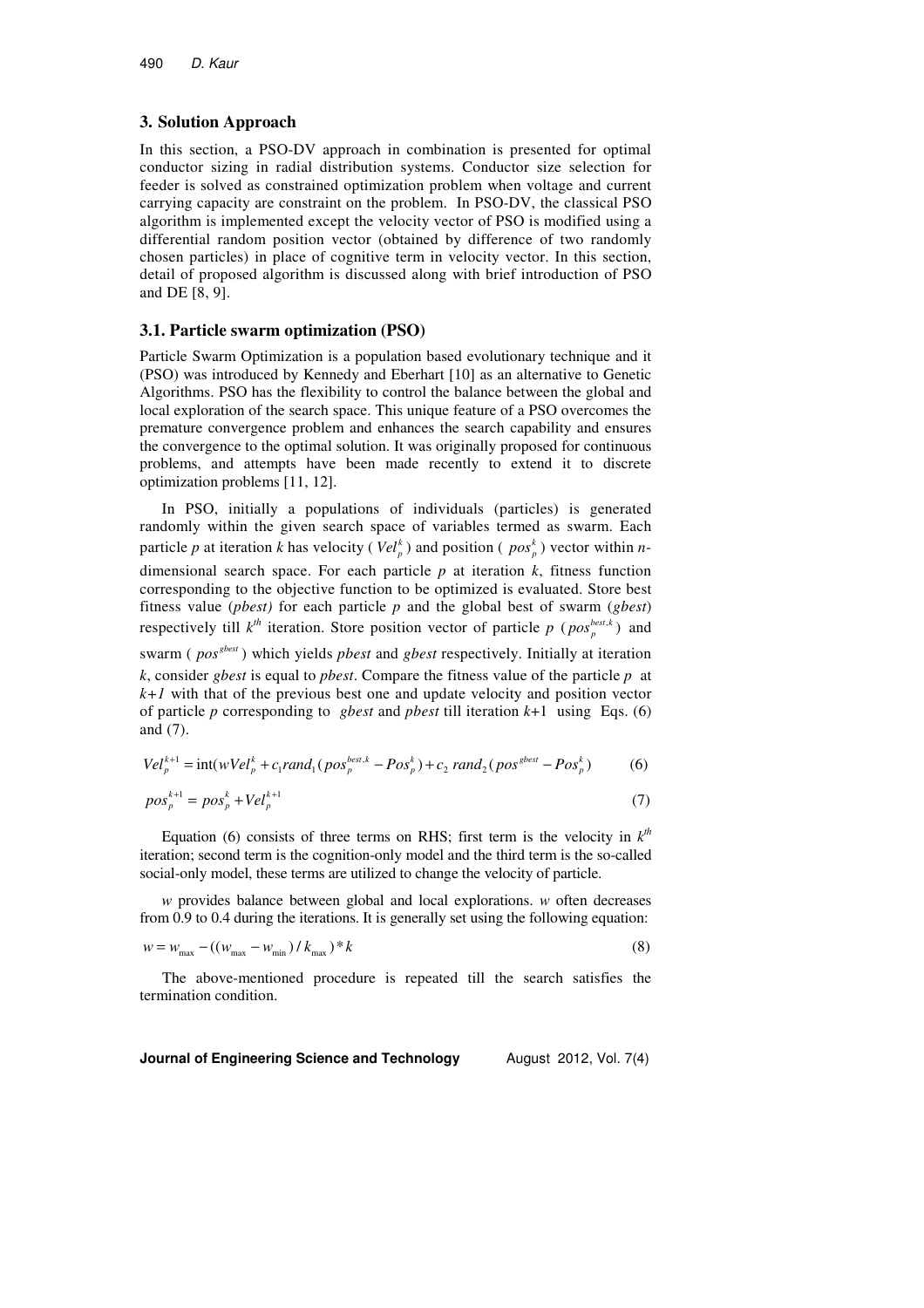## 3. Solution Approach

In this section, a PSO-DV approach in combination is presented for optimal conductor sizing in radial distribution systems. Conductor size selection for feeder is solved as constrained optimization problem when voltage and current carrying capacity are constraint on the problem. In PSO-DV, the classical PSO algorithm is implemented except the velocity vector of PSO is modified using a differential random position vector (obtained by difference of two randomly chosen particles) in place of cognitive term in velocity vector. In this section, detail of proposed algorithm is discussed along with brief introduction of PSO and DE [8, 9].

### 3.1. Particle swarm optimization (PSO)

Particle Swarm Optimization is a population based evolutionary technique and it (PSO) was introduced by Kennedy and Eberhart [10] as an alternative to Genetic Algorithms. PSO has the flexibility to control the balance between the global and local exploration of the search space. This unique feature of a PSO overcomes the premature convergence problem and enhances the search capability and ensures the convergence to the optimal solution. It was originally proposed for continuous problems, and attempts have been made recently to extend it to discrete optimization problems [11, 12].

In PSO, initially a populations of individuals (particles) is generated randomly within the given search space of variables termed as swarm. Each particle *p* at iteration *k* has velocity ( $Vel_p^k$ ) and position ( $pos_p^k$ ) vector within *n*-dimensional search space. For each particle *p* at iteration *k*, fitness function corresponding to the objective function to be optimized is evaluated. Store best fitness value (*pbest)* for each particle *p* and the global best of swarm (*gbest*) respectively till $k^{th}$ iteration. Store position vector of particle *p* ( $pos_p^{best,k}$ ) and swarm ( $pos^{gbest}$ ) which yields *pbest* and *gbest* respectively. Initially at iteration *k*, consider *gbest* is equal to *pbest*. Compare the fitness value of the particle *p* at *k+1* with that of the previous best one and update velocity and position vector of particle *p* corresponding to *gbest* and *pbest* till iteration *k*+1 using Eqs. (6) and (7).

$$Vel_p^{k+1} = \text{int}(wVel_p^k + c_1 rand_1(pos_p^{best,k} - Pos_p^k) + c_2\ rand_2(pos^{gbest} - Pos_p^k) \tag{6}$$

$$pos_p^{k+1} = pos_p^k + Vel_p^{k+1} \tag{7}$$

Equation (6) consists of three terms on RHS; first term is the velocity in $k^{th}$ iteration; second term is the cognition-only model and the third term is the so-called social-only model, these terms are utilized to change the velocity of particle.

*w* provides balance between global and local explorations. *w* often decreases from 0.9 to 0.4 during the iterations. It is generally set using the following equation:

$$w = w_{\max} - ((w_{\max} - w_{\min}) / k_{\max}) * k \tag{8}$$

The above-mentioned procedure is repeated till the search satisfies the termination condition.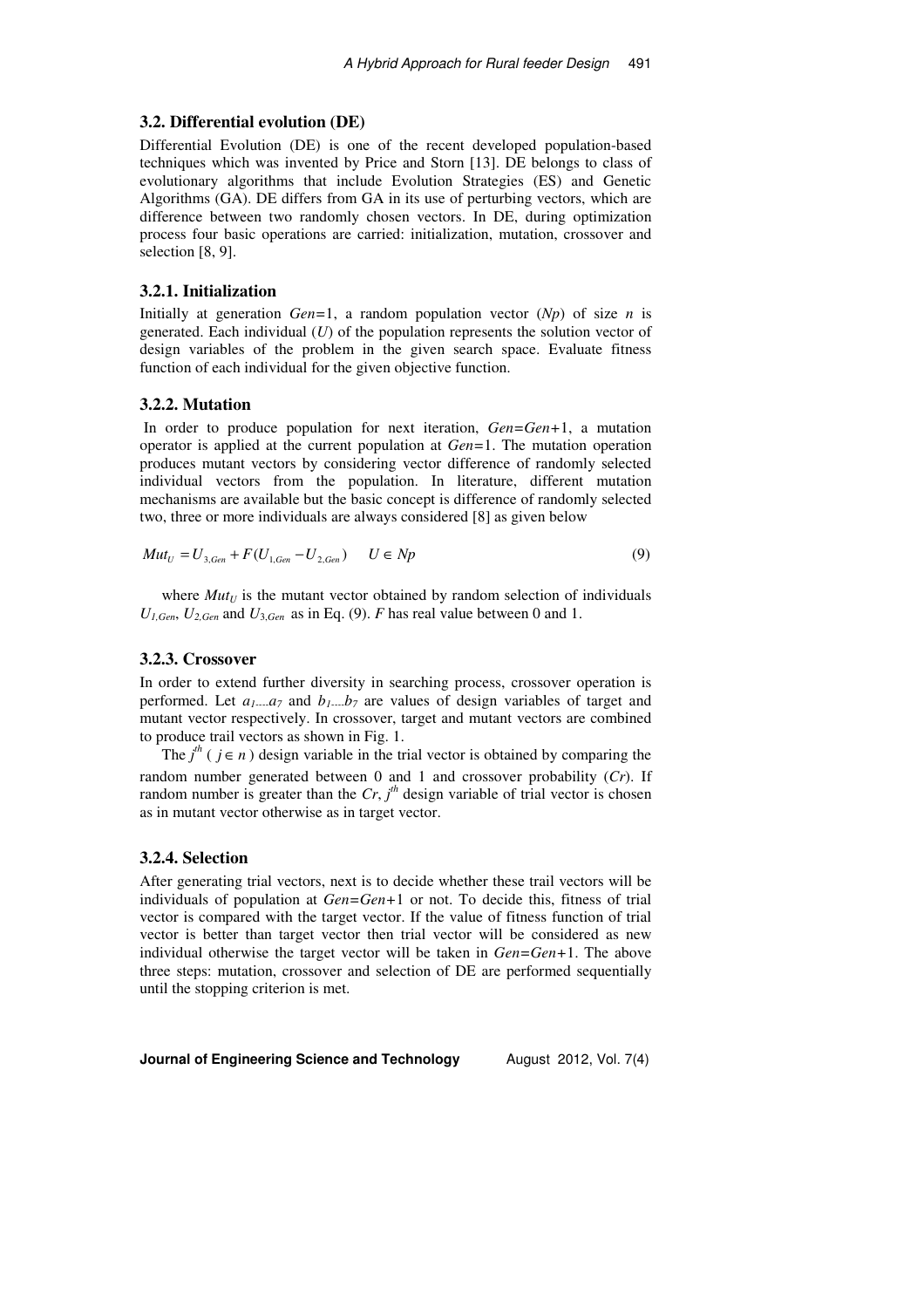### 3.2. Differential evolution (DE)

Differential Evolution (DE) is one of the recent developed population-based techniques which was invented by Price and Storn [13]. DE belongs to class of evolutionary algorithms that include Evolution Strategies (ES) and Genetic Algorithms (GA). DE differs from GA in its use of perturbing vectors, which are difference between two randomly chosen vectors. In DE, during optimization process four basic operations are carried: initialization, mutation, crossover and selection [8, 9].

#### 3.2.1. Initialization

Initially at generation $Gen$=1, a random population vector ($Np$) of size $n$ is generated. Each individual ($U$) of the population represents the solution vector of design variables of the problem in the given search space. Evaluate fitness function of each individual for the given objective function.

#### 3.2.2. Mutation

In order to produce population for next iteration, $Gen$=$Gen$+1, a mutation operator is applied at the current population at $Gen$=1. The mutation operation produces mutant vectors by considering vector difference of randomly selected individual vectors from the population. In literature, different mutation mechanisms are available but the basic concept is difference of randomly selected two, three or more individuals are always considered [8] as given below

$$Mut_U = U_{3,Gen} + F(U_{1,Gen} - U_{2,Gen}) \qquad U \in Np \tag{9}$$

where $Mut_U$ is the mutant vector obtained by random selection of individuals $U_{1,Gen}$, $U_{2,Gen}$ and $U_{3,Gen}$ as in Eq. (9). $F$ has real value between 0 and 1.

#### 3.2.3. Crossover

In order to extend further diversity in searching process, crossover operation is performed. Let $a_1....a_7$ and $b_1....b_7$ are values of design variables of target and mutant vector respectively. In crossover, target and mutant vectors are combined to produce trail vectors as shown in Fig. 1.

The $j^{th}$ ( $j \in n$ ) design variable in the trial vector is obtained by comparing the random number generated between 0 and 1 and crossover probability ($Cr$). If random number is greater than the $Cr$, $j^{th}$ design variable of trial vector is chosen as in mutant vector otherwise as in target vector.

#### 3.2.4. Selection

After generating trial vectors, next is to decide whether these trail vectors will be individuals of population at $Gen$=$Gen$+1 or not. To decide this, fitness of trial vector is compared with the target vector. If the value of fitness function of trial vector is better than target vector then trial vector will be considered as new individual otherwise the target vector will be taken in $Gen$=$Gen$+1. The above three steps: mutation, crossover and selection of DE are performed sequentially until the stopping criterion is met.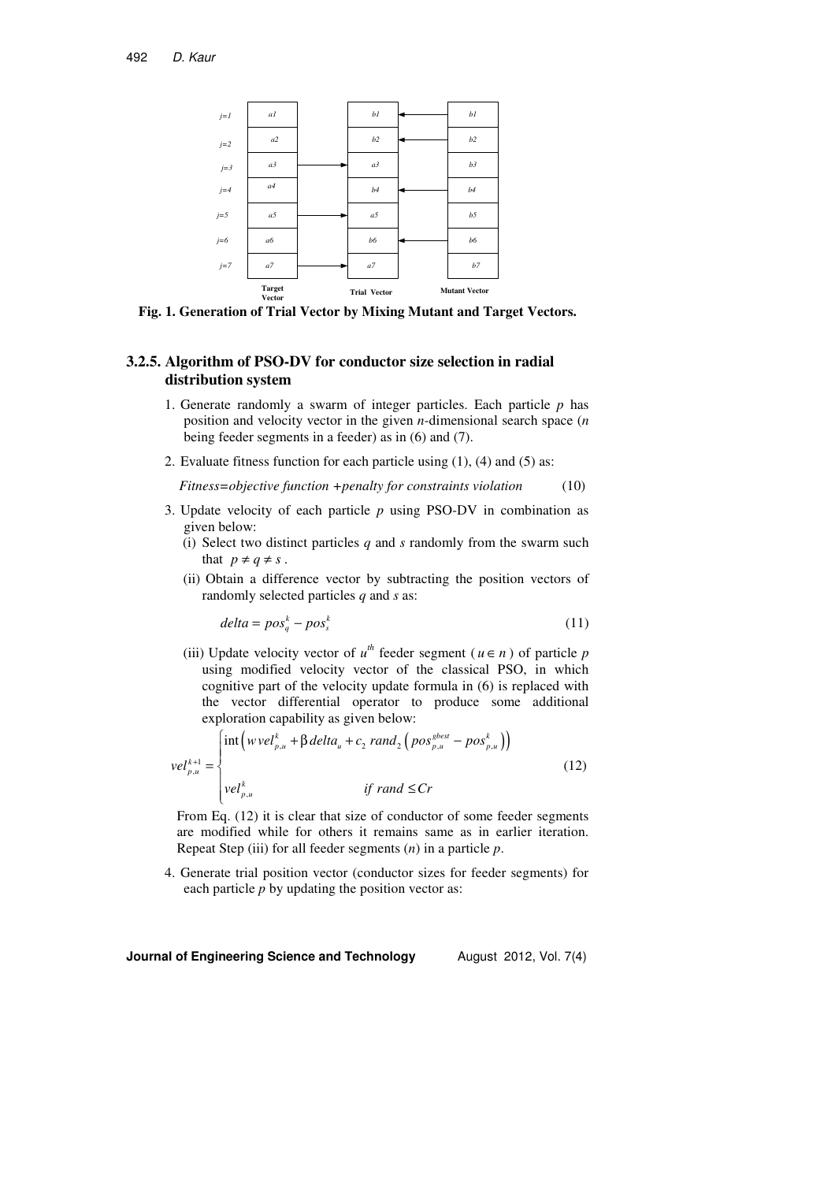Fig. 1. Generation of Trial Vector by Mixing Mutant and Target Vectors.

### 3.2.5. Algorithm of PSO-DV for conductor size selection in radial distribution system

1. Generate randomly a swarm of integer particles. Each particle $p$ has position and velocity vector in the given $n$-dimensional search space ($n$ being feeder segments in a feeder) as in (6) and (7).

2. Evaluate fitness function for each particle using (1), (4) and (5) as:

$$Fitness = objective\ function + penalty\ for\ constraints\ violation \tag{10}$$

3. Update velocity of each particle $p$ using PSO-DV in combination as given below:

   (i) Select two distinct particles $q$ and $s$ randomly from the swarm such that $p \neq q \neq s$.

   (ii) Obtain a difference vector by subtracting the position vectors of randomly selected particles $q$ and $s$ as:

$$delta = pos_q^k - pos_s^k \tag{11}$$

   (iii) Update velocity vector of $u^{th}$ feeder segment ($u \in n$) of particle $p$ using modified velocity vector of the classical PSO, in which cognitive part of the velocity update formula in (6) is replaced with the vector differential operator to produce some additional exploration capability as given below:

$$vel_{p,u}^{k+1} = \begin{cases} \text{int}\left( w\,vel_{p,u}^{k} + \beta\, delta_u + c_2\, rand_2 \left( pos_{p,u}^{gbest} - pos_{p,u}^{k} \right) \right) \\ vel_{p,u}^{k} \qquad\qquad\qquad if\ rand \leq Cr \end{cases} \tag{12}$$

   From Eq. (12) it is clear that size of conductor of some feeder segments are modified while for others it remains same as in earlier iteration. Repeat Step (iii) for all feeder segments ($n$) in a particle $p$.

4. Generate trial position vector (conductor sizes for feeder segments) for each particle $p$ by updating the position vector as: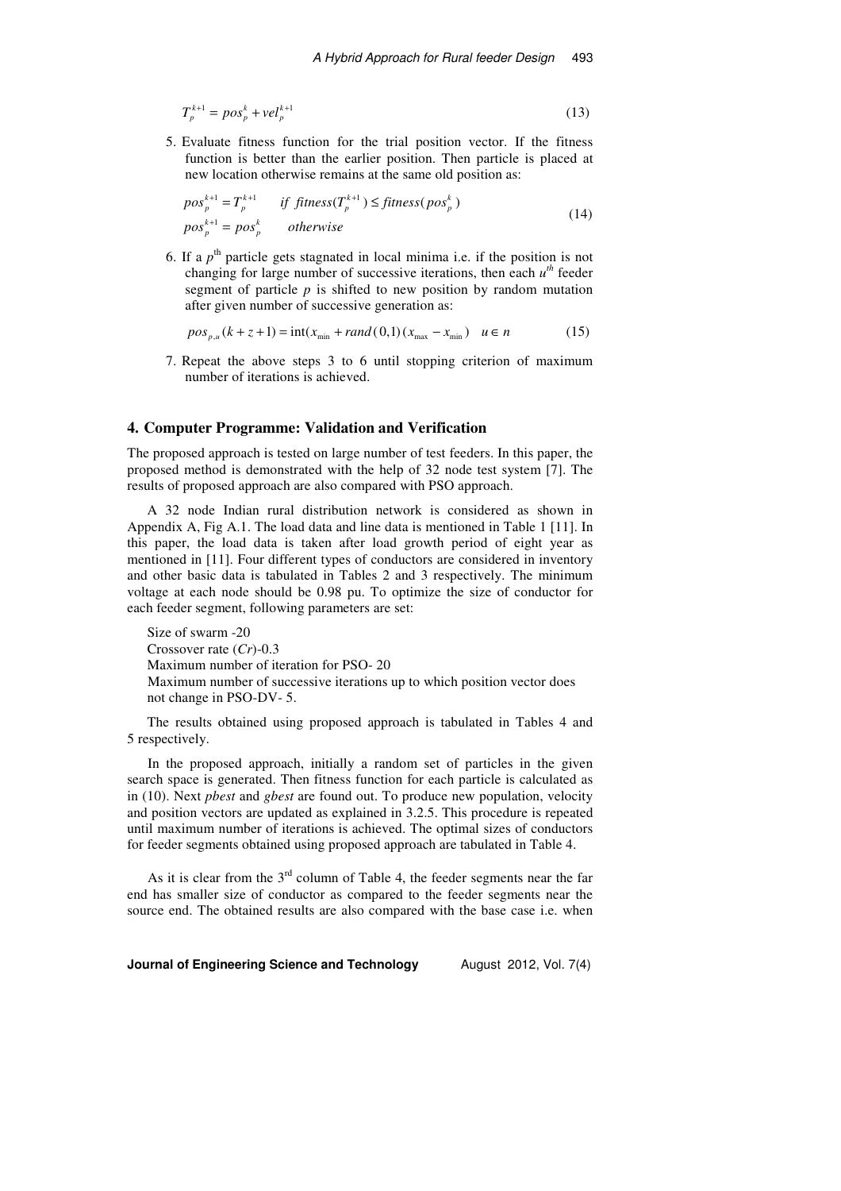$$T_p^{k+1} = pos_p^k + vel_p^{k+1} \tag{13}$$

5. Evaluate fitness function for the trial position vector. If the fitness function is better than the earlier position. Then particle is placed at new location otherwise remains at the same old position as:

$$\begin{aligned} pos_p^{k+1} &= T_p^{k+1} \quad \quad if\ fitness(T_p^{k+1}) \leq fitness(pos_p^k) \\ pos_p^{k+1} &= pos_p^k \quad \quad otherwise \end{aligned} \tag{14}$$

6. If a $p^{th}$ particle gets stagnated in local minima i.e. if the position is not changing for large number of successive iterations, then each $u^{th}$ feeder segment of particle $p$ is shifted to new position by random mutation after given number of successive generation as:

$$pos_{p,u}(k+z+1) = \text{int}(x_{\min} + rand(0,1)(x_{\max} - x_{\min})) \quad u \in n \tag{15}$$

7. Repeat the above steps 3 to 6 until stopping criterion of maximum number of iterations is achieved.

## 4. Computer Programme: Validation and Verification

The proposed approach is tested on large number of test feeders. In this paper, the proposed method is demonstrated with the help of 32 node test system [7]. The results of proposed approach are also compared with PSO approach.

A 32 node Indian rural distribution network is considered as shown in Appendix A, Fig A.1. The load data and line data is mentioned in Table 1 [11]. In this paper, the load data is taken after load growth period of eight year as mentioned in [11]. Four different types of conductors are considered in inventory and other basic data is tabulated in Tables 2 and 3 respectively. The minimum voltage at each node should be 0.98 pu. To optimize the size of conductor for each feeder segment, following parameters are set:

Size of swarm -20
Crossover rate (*Cr*)-0.3
Maximum number of iteration for PSO- 20
Maximum number of successive iterations up to which position vector does not change in PSO-DV- 5.

The results obtained using proposed approach is tabulated in Tables 4 and 5 respectively.

In the proposed approach, initially a random set of particles in the given search space is generated. Then fitness function for each particle is calculated as in (10). Next *pbest* and *gbest* are found out. To produce new population, velocity and position vectors are updated as explained in 3.2.5. This procedure is repeated until maximum number of iterations is achieved. The optimal sizes of conductors for feeder segments obtained using proposed approach are tabulated in Table 4.

As it is clear from the 3rd column of Table 4, the feeder segments near the far end has smaller size of conductor as compared to the feeder segments near the source end. The obtained results are also compared with the base case i.e. when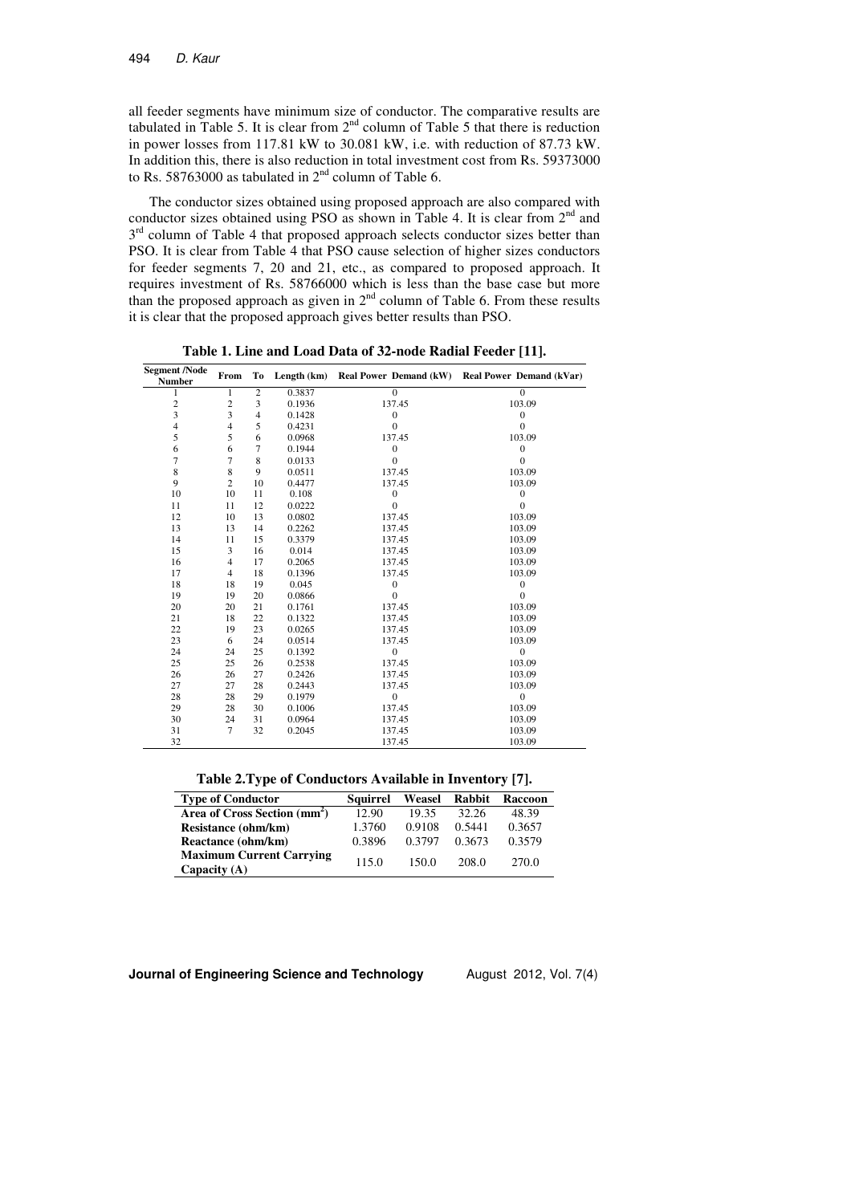all feeder segments have minimum size of conductor. The comparative results are tabulated in Table 5. It is clear from 2nd column of Table 5 that there is reduction in power losses from 117.81 kW to 30.081 kW, i.e. with reduction of 87.73 kW. In addition this, there is also reduction in total investment cost from Rs. 59373000 to Rs. 58763000 as tabulated in 2nd column of Table 6.

The conductor sizes obtained using proposed approach are also compared with conductor sizes obtained using PSO as shown in Table 4. It is clear from 2nd and 3rd column of Table 4 that proposed approach selects conductor sizes better than PSO. It is clear from Table 4 that PSO cause selection of higher sizes conductors for feeder segments 7, 20 and 21, etc., as compared to proposed approach. It requires investment of Rs. 58766000 which is less than the base case but more than the proposed approach as given in 2nd column of Table 6. From these results it is clear that the proposed approach gives better results than PSO.

**Table 1. Line and Load Data of 32-node Radial Feeder [11].**

| Segment /Node Number | From | To | Length (km) | Real Power Demand (kW) | Real Power Demand (kVar) |
|---|---|---|---|---|---|
| 1 | 1 | 2 | 0.3837 | 0 | 0 |
| 2 | 2 | 3 | 0.1936 | 137.45 | 103.09 |
| 3 | 3 | 4 | 0.1428 | 0 | 0 |
| 4 | 4 | 5 | 0.4231 | 0 | 0 |
| 5 | 5 | 6 | 0.0968 | 137.45 | 103.09 |
| 6 | 6 | 7 | 0.1944 | 0 | 0 |
| 7 | 7 | 8 | 0.0133 | 0 | 0 |
| 8 | 8 | 9 | 0.0511 | 137.45 | 103.09 |
| 9 | 2 | 10 | 0.4477 | 137.45 | 103.09 |
| 10 | 10 | 11 | 0.108 | 0 | 0 |
| 11 | 11 | 12 | 0.0222 | 0 | 0 |
| 12 | 10 | 13 | 0.0802 | 137.45 | 103.09 |
| 13 | 13 | 14 | 0.2262 | 137.45 | 103.09 |
| 14 | 11 | 15 | 0.3379 | 137.45 | 103.09 |
| 15 | 3 | 16 | 0.014 | 137.45 | 103.09 |
| 16 | 4 | 17 | 0.2065 | 137.45 | 103.09 |
| 17 | 4 | 18 | 0.1396 | 137.45 | 103.09 |
| 18 | 18 | 19 | 0.045 | 0 | 0 |
| 19 | 19 | 20 | 0.0866 | 0 | 0 |
| 20 | 20 | 21 | 0.1761 | 137.45 | 103.09 |
| 21 | 18 | 22 | 0.1322 | 137.45 | 103.09 |
| 22 | 19 | 23 | 0.0265 | 137.45 | 103.09 |
| 23 | 6 | 24 | 0.0514 | 137.45 | 103.09 |
| 24 | 24 | 25 | 0.1392 | 0 | 0 |
| 25 | 25 | 26 | 0.2538 | 137.45 | 103.09 |
| 26 | 26 | 27 | 0.2426 | 137.45 | 103.09 |
| 27 | 27 | 28 | 0.2443 | 137.45 | 103.09 |
| 28 | 28 | 29 | 0.1979 | 0 | 0 |
| 29 | 28 | 30 | 0.1006 | 137.45 | 103.09 |
| 30 | 24 | 31 | 0.0964 | 137.45 | 103.09 |
| 31 | 7 | 32 | 0.2045 | 137.45 | 103.09 |
| 32 | | | | 137.45 | 103.09 |

**Table 2.Type of Conductors Available in Inventory [7].**

| Type of Conductor | Squirrel | Weasel | Rabbit | Raccoon |
|---|---|---|---|---|
| **Area of Cross Section ($mm^2$)** | 12.90 | 19.35 | 32.26 | 48.39 |
| **Resistance (ohm/km)** | 1.3760 | 0.9108 | 0.5441 | 0.3657 |
| **Reactance (ohm/km)** | 0.3896 | 0.3797 | 0.3673 | 0.3579 |
| **Maximum Current Carrying Capacity (A)** | 115.0 | 150.0 | 208.0 | 270.0 |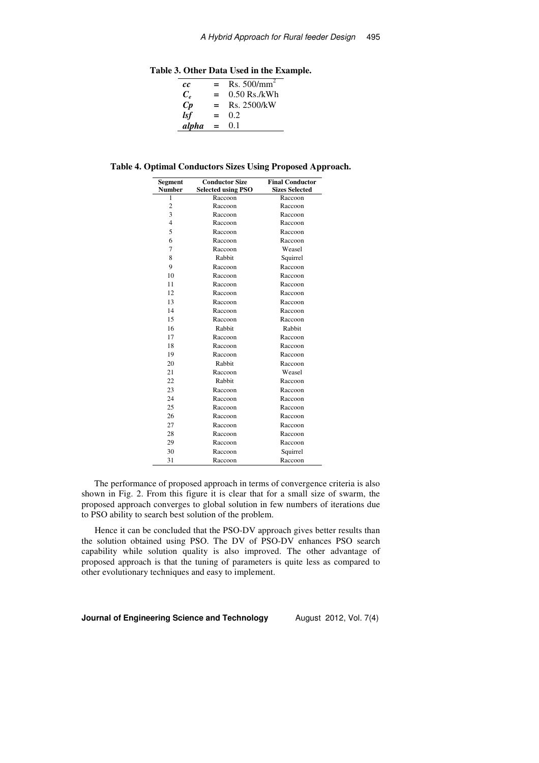**Table 3. Other Data Used in the Example.**

| | | |
|---|---|---|
| *cc* | = | Rs. 500/mm$^2$ |
| $C_e$ | = | 0.50 Rs./kWh |
| *Cp* | = | Rs. 2500/kW |
| *lsf* | = | 0.2 |
| *alpha* | = | 0.1 |

**Table 4. Optimal Conductors Sizes Using Proposed Approach.**

| Segment Number | Conductor Size Selected using PSO | Final Conductor Sizes Selected |
|---|---|---|
| 1 | Raccoon | Raccoon |
| 2 | Raccoon | Raccoon |
| 3 | Raccoon | Raccoon |
| 4 | Raccoon | Raccoon |
| 5 | Raccoon | Raccoon |
| 6 | Raccoon | Raccoon |
| 7 | Raccoon | Weasel |
| 8 | Rabbit | Squirrel |
| 9 | Raccoon | Raccoon |
| 10 | Raccoon | Raccoon |
| 11 | Raccoon | Raccoon |
| 12 | Raccoon | Raccoon |
| 13 | Raccoon | Raccoon |
| 14 | Raccoon | Raccoon |
| 15 | Raccoon | Raccoon |
| 16 | Rabbit | Rabbit |
| 17 | Raccoon | Raccoon |
| 18 | Raccoon | Raccoon |
| 19 | Raccoon | Raccoon |
| 20 | Rabbit | Raccoon |
| 21 | Raccoon | Weasel |
| 22 | Rabbit | Raccoon |
| 23 | Raccoon | Raccoon |
| 24 | Raccoon | Raccoon |
| 25 | Raccoon | Raccoon |
| 26 | Raccoon | Raccoon |
| 27 | Raccoon | Raccoon |
| 28 | Raccoon | Raccoon |
| 29 | Raccoon | Raccoon |
| 30 | Raccoon | Squirrel |
| 31 | Raccoon | Raccoon |

The performance of proposed approach in terms of convergence criteria is also shown in Fig. 2. From this figure it is clear that for a small size of swarm, the proposed approach converges to global solution in few numbers of iterations due to PSO ability to search best solution of the problem.

Hence it can be concluded that the PSO-DV approach gives better results than the solution obtained using PSO. The DV of PSO-DV enhances PSO search capability while solution quality is also improved. The other advantage of proposed approach is that the tuning of parameters is quite less as compared to other evolutionary techniques and easy to implement.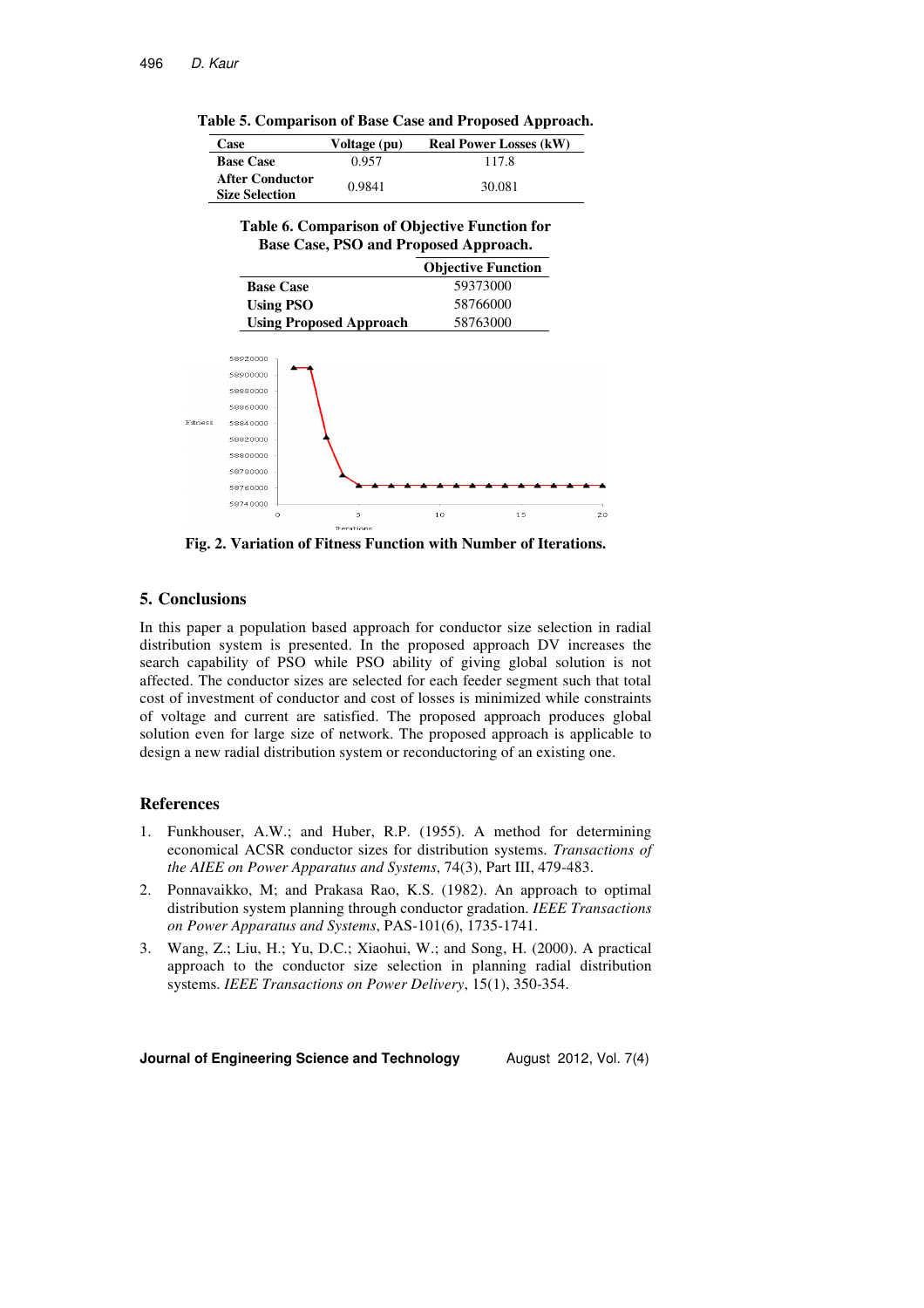**Table 5. Comparison of Base Case and Proposed Approach.**

| Case | Voltage (pu) | Real Power Losses (kW) |
|---|---|---|
| **Base Case** | 0.957 | 117.8 |
| **After Conductor Size Selection** | 0.9841 | 30.081 |

**Table 6. Comparison of Objective Function for Base Case, PSO and Proposed Approach.**

| | Objective Function |
|---|---|
| **Base Case** | 59373000 |
| **Using PSO** | 58766000 |
| **Using Proposed Approach** | 58763000 |

**Fig. 2. Variation of Fitness Function with Number of Iterations.**

## 5. Conclusions

In this paper a population based approach for conductor size selection in radial distribution system is presented. In the proposed approach DV increases the search capability of PSO while PSO ability of giving global solution is not affected. The conductor sizes are selected for each feeder segment such that total cost of investment of conductor and cost of losses is minimized while constraints of voltage and current are satisfied. The proposed approach produces global solution even for large size of network. The proposed approach is applicable to design a new radial distribution system or reconductoring of an existing one.

## References

1. Funkhouser, A.W.; and Huber, R.P. (1955). A method for determining economical ACSR conductor sizes for distribution systems. *Transactions of the AIEE on Power Apparatus and Systems*, 74(3), Part III, 479-483.
2. Ponnavaikko, M; and Prakasa Rao, K.S. (1982). An approach to optimal distribution system planning through conductor gradation. *IEEE Transactions on Power Apparatus and Systems*, PAS-101(6), 1735-1741.
3. Wang, Z.; Liu, H.; Yu, D.C.; Xiaohui, W.; and Song, H. (2000). A practical approach to the conductor size selection in planning radial distribution systems. *IEEE Transactions on Power Delivery*, 15(1), 350-354.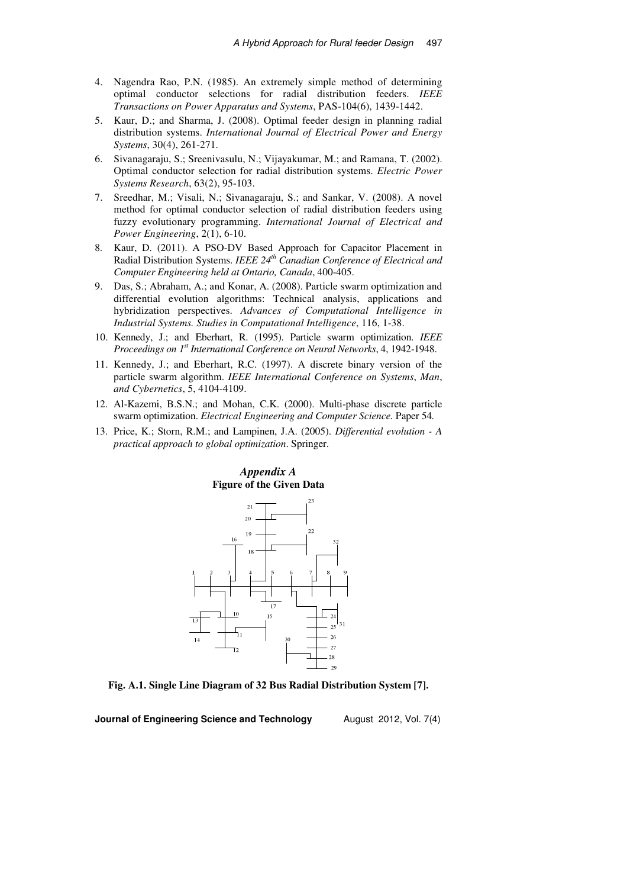4. Nagendra Rao, P.N. (1985). An extremely simple method of determining optimal conductor selections for radial distribution feeders. *IEEE Transactions on Power Apparatus and Systems*, PAS-104(6), 1439-1442.
5. Kaur, D.; and Sharma, J. (2008). Optimal feeder design in planning radial distribution systems. *International Journal of Electrical Power and Energy Systems*, 30(4), 261-271.
6. Sivanagaraju, S.; Sreenivasulu, N.; Vijayakumar, M.; and Ramana, T. (2002). Optimal conductor selection for radial distribution systems. *Electric Power Systems Research*, 63(2), 95-103.
7. Sreedhar, M.; Visali, N.; Sivanagaraju, S.; and Sankar, V. (2008). A novel method for optimal conductor selection of radial distribution feeders using fuzzy evolutionary programming. *International Journal of Electrical and Power Engineering*, 2(1), 6-10.
8. Kaur, D. (2011). A PSO-DV Based Approach for Capacitor Placement in Radial Distribution Systems. *IEEE 24th Canadian Conference of Electrical and Computer Engineering held at Ontario, Canada*, 400-405.
9. Das, S.; Abraham, A.; and Konar, A. (2008). Particle swarm optimization and differential evolution algorithms: Technical analysis, applications and hybridization perspectives. *Advances of Computational Intelligence in Industrial Systems. Studies in Computational Intelligence*, 116, 1-38.
10. Kennedy, J.; and Eberhart, R. (1995). Particle swarm optimization. *IEEE Proceedings on 1st International Conference on Neural Networks*, 4, 1942-1948.
11. Kennedy, J.; and Eberhart, R.C. (1997). A discrete binary version of the particle swarm algorithm. *IEEE International Conference on Systems*, *Man*, *and Cybernetics*, 5, 4104-4109.
12. Al-Kazemi, B.S.N.; and Mohan, C.K. (2000). Multi-phase discrete particle swarm optimization. *Electrical Engineering and Computer Science.* Paper 54.
13. Price, K.; Storn, R.M.; and Lampinen, J.A. (2005). *Differential evolution - A practical approach to global optimization*. Springer.

## *Appendix A*

### Figure of the Given Data

1 2 3 4 5 6 7 8 9 10 11 12 13 14 15 16 17 18 19 20 21 22 23 24 25 26 27 28 29 30 31 32

**Fig. A.1. Single Line Diagram of 32 Bus Radial Distribution System [7].**